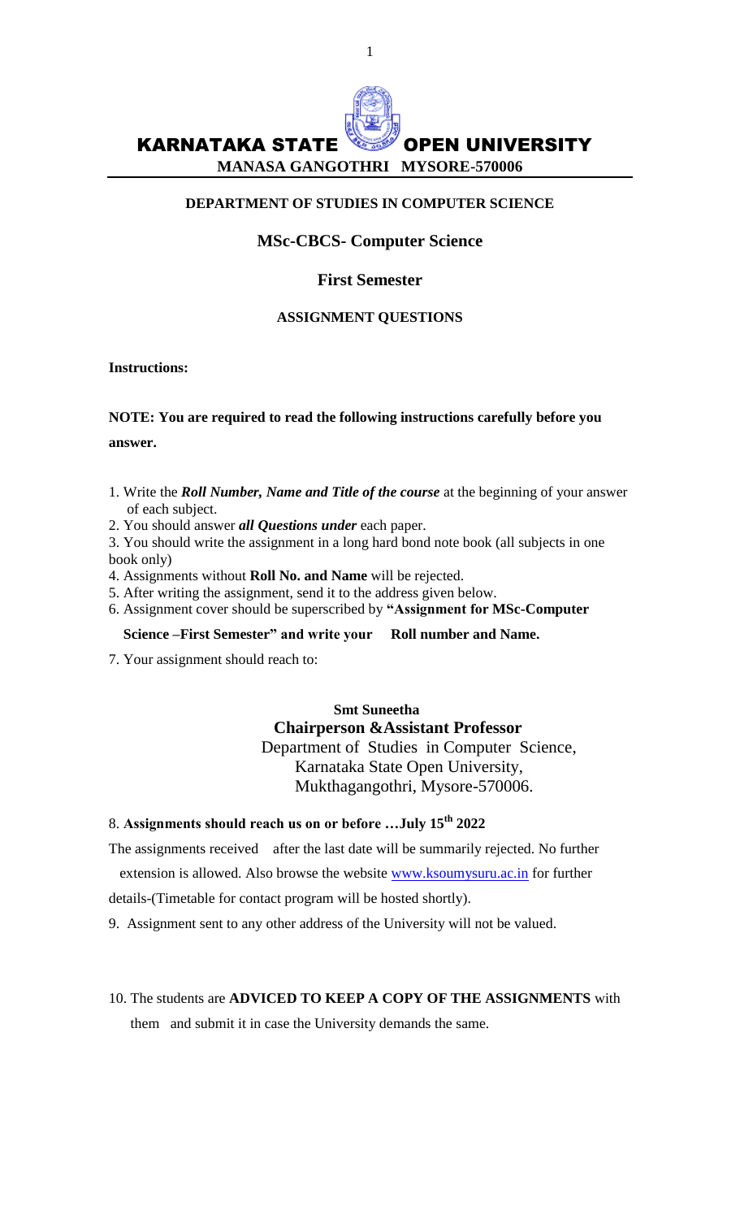# KARNATAKA STATE OPEN UNIVERSITY

**MANASA GANGOTHRI MYSORE-570006**

**DEPARTMENT OF STUDIES IN COMPUTER SCIENCE**

## MSc-CBCS- Computer Science

## First Semester

### ASSIGNMENT QUESTIONS

**Instructions:**

**NOTE: You are required to read the following instructions carefully before you answer.**

1. Write the ***Roll Number, Name and Title of the course*** at the beginning of your answer of each subject.
2. You should answer ***all Questions under*** each paper.
3. You should write the assignment in a long hard bond note book (all subjects in one book only)
4. Assignments without **Roll No. and Name** will be rejected.
5. After writing the assignment, send it to the address given below.
6. Assignment cover should be superscribed by **"Assignment for MSc-Computer Science –First Semester" and write your Roll number and Name.**
7. Your assignment should reach to:

   **Smt Suneetha**
   **Chairperson &Assistant Professor**
   Department of Studies in Computer Science,
   Karnataka State Open University,
   Mukthagangothri, Mysore-570006.

8. **Assignments should reach us on or before …July 15th 2022**

The assignments received after the last date will be summarily rejected. No further extension is allowed. Also browse the website www.ksoumysuru.ac.in for further details-(Timetable for contact program will be hosted shortly).

9. Assignment sent to any other address of the University will not be valued.

10. The students are **ADVICED TO KEEP A COPY OF THE ASSIGNMENTS** with them and submit it in case the University demands the same.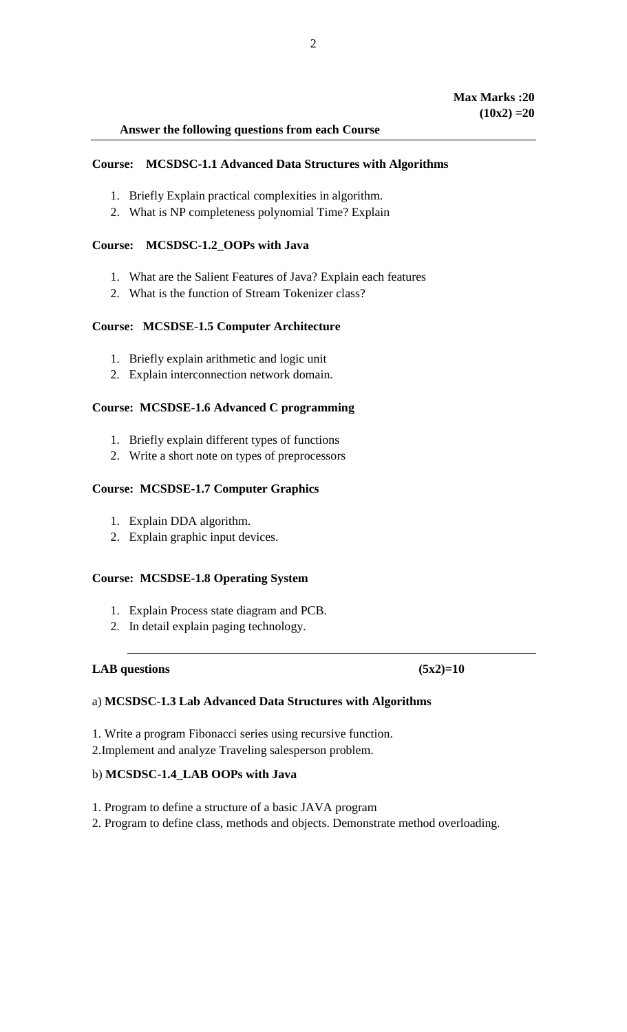**Max Marks :20**
**(10x2) =20**

**Answer the following questions from each Course**

**Course: MCSDSC-1.1 Advanced Data Structures with Algorithms**

1. Briefly Explain practical complexities in algorithm.
2. What is NP completeness polynomial Time? Explain

**Course: MCSDSC-1.2_OOPs with Java**

1. What are the Salient Features of Java? Explain each features
2. What is the function of Stream Tokenizer class?

**Course: MCSDSE-1.5 Computer Architecture**

1. Briefly explain arithmetic and logic unit
2. Explain interconnection network domain.

**Course: MCSDSE-1.6 Advanced C programming**

1. Briefly explain different types of functions
2. Write a short note on types of preprocessors

**Course: MCSDSE-1.7 Computer Graphics**

1. Explain DDA algorithm.
2. Explain graphic input devices.

**Course: MCSDSE-1.8 Operating System**

1. Explain Process state diagram and PCB.
2. In detail explain paging technology.

---

**LAB questions** **(5x2)=10**

a) **MCSDSC-1.3 Lab Advanced Data Structures with Algorithms**

1. Write a program Fibonacci series using recursive function.
2. Implement and analyze Traveling salesperson problem.

b) **MCSDSC-1.4_LAB OOPs with Java**

1. Program to define a structure of a basic JAVA program
2. Program to define class, methods and objects. Demonstrate method overloading.